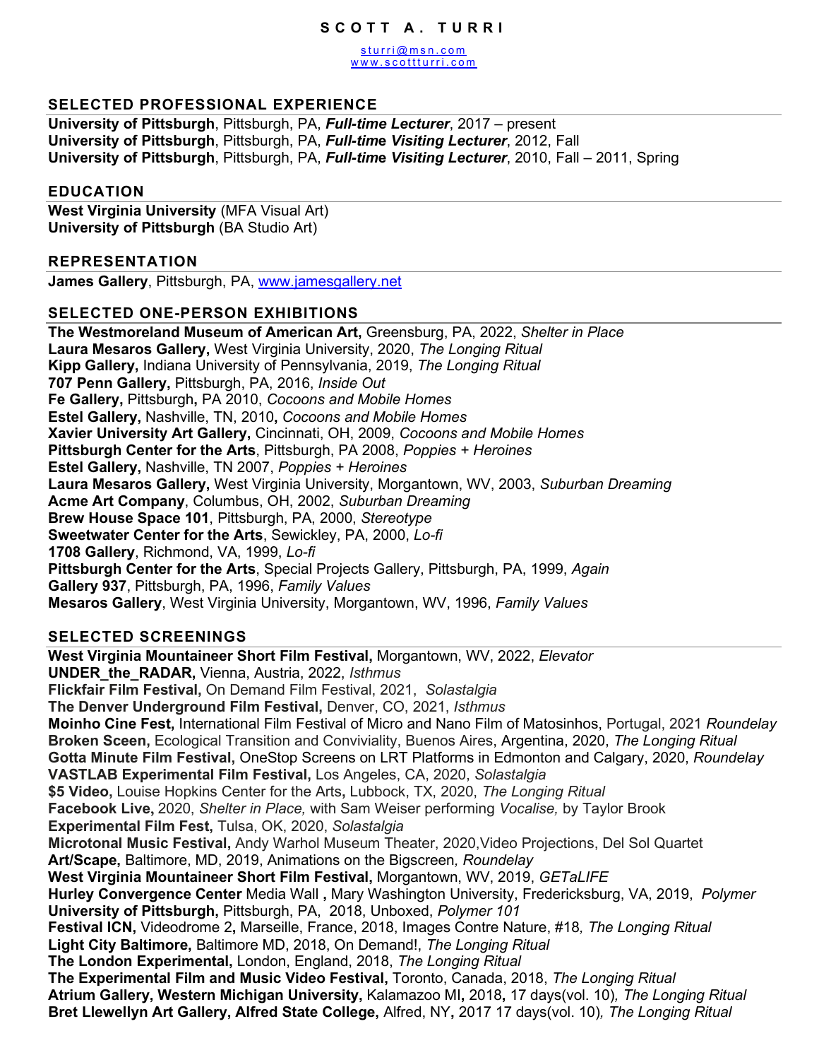# SCOTT A. TURRI

sturri@msn.com
www.scottturri.com

## SELECTED PROFESSIONAL EXPERIENCE

**University of Pittsburgh**, Pittsburgh, PA, ***Full-time Lecturer***, 2017 – present
**University of Pittsburgh**, Pittsburgh, PA, ***Full-time Visiting Lecturer***, 2012, Fall
**University of Pittsburgh**, Pittsburgh, PA, ***Full-time Visiting Lecturer***, 2010, Fall – 2011, Spring

## EDUCATION

**West Virginia University** (MFA Visual Art)
**University of Pittsburgh** (BA Studio Art)

## REPRESENTATION

**James Gallery**, Pittsburgh, PA, www.jamesgallery.net

## SELECTED ONE-PERSON EXHIBITIONS

**The Westmoreland Museum of American Art,** Greensburg, PA, 2022, *Shelter in Place*
**Laura Mesaros Gallery,** West Virginia University, 2020, *The Longing Ritual*
**Kipp Gallery,** Indiana University of Pennsylvania, 2019, *The Longing Ritual*
**707 Penn Gallery,** Pittsburgh, PA, 2016, *Inside Out*
**Fe Gallery,** Pittsburgh**,** PA 2010, *Cocoons and Mobile Homes*
**Estel Gallery,** Nashville, TN, 2010**,** *Cocoons and Mobile Homes*
**Xavier University Art Gallery,** Cincinnati, OH, 2009, *Cocoons and Mobile Homes*
**Pittsburgh Center for the Arts**, Pittsburgh, PA 2008, *Poppies + Heroines*
**Estel Gallery,** Nashville, TN 2007, *Poppies + Heroines*
**Laura Mesaros Gallery,** West Virginia University, Morgantown, WV, 2003, *Suburban Dreaming*
**Acme Art Company**, Columbus, OH, 2002, *Suburban Dreaming*
**Brew House Space 101**, Pittsburgh, PA, 2000, *Stereotype*
**Sweetwater Center for the Arts**, Sewickley, PA, 2000, *Lo-fi*
**1708 Gallery**, Richmond, VA, 1999, *Lo-fi*
**Pittsburgh Center for the Arts**, Special Projects Gallery, Pittsburgh, PA, 1999, *Again*
**Gallery 937**, Pittsburgh, PA, 1996, *Family Values*
**Mesaros Gallery**, West Virginia University, Morgantown, WV, 1996, *Family Values*

## SELECTED SCREENINGS

**West Virginia Mountaineer Short Film Festival,** Morgantown, WV, 2022, *Elevator*
**UNDER_the_RADAR,** Vienna, Austria, 2022, *Isthmus*
**Flickfair Film Festival,** On Demand Film Festival, 2021, *Solastalgia*
**The Denver Underground Film Festival,** Denver, CO, 2021, *Isthmus*
**Moinho Cine Fest,** International Film Festival of Micro and Nano Film of Matosinhos, Portugal, 2021 *Roundelay*
**Broken Sceen,** Ecological Transition and Conviviality, Buenos Aires, Argentina, 2020, *The Longing Ritual*
**Gotta Minute Film Festival,** OneStop Screens on LRT Platforms in Edmonton and Calgary, 2020, *Roundelay*
**VASTLAB Experimental Film Festival,** Los Angeles, CA, 2020, *Solastalgia*
**$5 Video,** Louise Hopkins Center for the Arts**,** Lubbock, TX, 2020, *The Longing Ritual*
**Facebook Live,** 2020, *Shelter in Place,* with Sam Weiser performing *Vocalise,* by Taylor Brook
**Experimental Film Fest,** Tulsa, OK, 2020, *Solastalgia*
**Microtonal Music Festival,** Andy Warhol Museum Theater, 2020,Video Projections, Del Sol Quartet
**Art/Scape,** Baltimore, MD, 2019, Animations on the Bigscreen*, Roundelay*
**West Virginia Mountaineer Short Film Festival,** Morgantown, WV, 2019, *GETaLIFE*
**Hurley Convergence Center** Media Wall **,** Mary Washington University, Fredericksburg, VA, 2019, *Polymer*
**University of Pittsburgh,** Pittsburgh, PA, 2018, Unboxed, *Polymer 101*
**Festival ICN,** Videodrome 2**,** Marseille, France, 2018, Images Contre Nature, #18*, The Longing Ritual*
**Light City Baltimore,** Baltimore MD, 2018, On Demand!, *The Longing Ritual*
**The London Experimental,** London, England, 2018, *The Longing Ritual*
**The Experimental Film and Music Video Festival,** Toronto, Canada, 2018, *The Longing Ritual*
**Atrium Gallery, Western Michigan University,** Kalamazoo MI**,** 2018**,** 17 days(vol. 10)*, The Longing Ritual*
**Bret Llewellyn Art Gallery, Alfred State College,** Alfred, NY**,** 2017 17 days(vol. 10)*, The Longing Ritual*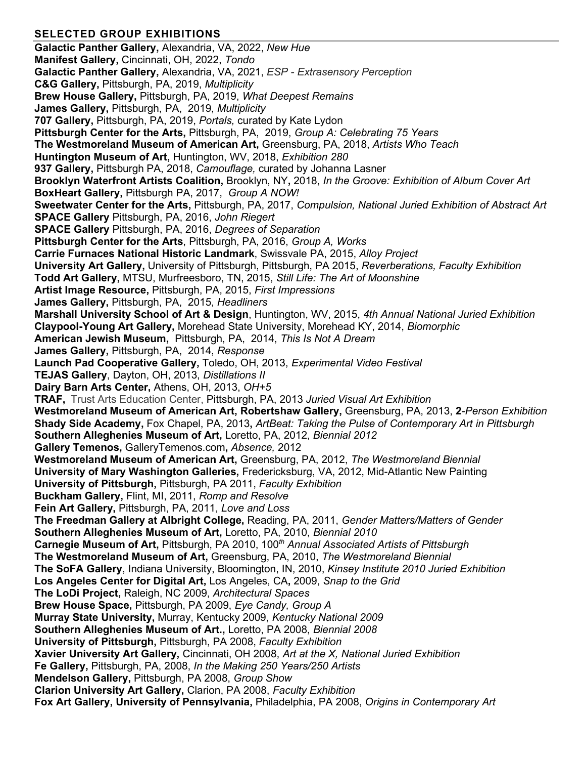## SELECTED GROUP EXHIBITIONS

**Galactic Panther Gallery,** Alexandria, VA, 2022, *New Hue*
**Manifest Gallery,** Cincinnati, OH, 2022, *Tondo*
**Galactic Panther Gallery,** Alexandria, VA, 2021, *ESP - Extrasensory Perception*
**C&G Gallery,** Pittsburgh, PA, 2019, *Multiplicity*
**Brew House Gallery,** Pittsburgh, PA, 2019, *What Deepest Remains*
**James Gallery,** Pittsburgh, PA, 2019, *Multiplicity*
**707 Gallery,** Pittsburgh, PA, 2019, *Portals,* curated by Kate Lydon
**Pittsburgh Center for the Arts,** Pittsburgh, PA, 2019, *Group A: Celebrating 75 Years*
**The Westmoreland Museum of American Art,** Greensburg, PA, 2018, *Artists Who Teach*
**Huntington Museum of Art,** Huntington, WV, 2018, *Exhibition 280*
**937 Gallery,** Pittsburgh PA, 2018, *Camouflage,* curated by Johanna Lasner
**Brooklyn Waterfront Artists Coalition,** Brooklyn, NY**,** 2018, *In the Groove: Exhibition of Album Cover Art*
**BoxHeart Gallery,** Pittsburgh PA, 2017, *Group A NOW!*
**Sweetwater Center for the Arts,** Pittsburgh, PA, 2017, *Compulsion, National Juried Exhibition of Abstract Art*
**SPACE Gallery** Pittsburgh, PA, 2016, *John Riegert*
**SPACE Gallery** Pittsburgh, PA, 2016, *Degrees of Separation*
**Pittsburgh Center for the Arts**, Pittsburgh, PA, 2016, *Group A, Works*
**Carrie Furnaces National Historic Landmark**, Swissvale PA, 2015, *Alloy Project*
**University Art Gallery,** University of Pittsburgh, Pittsburgh, PA 2015, *Reverberations, Faculty Exhibition*
**Todd Art Gallery,** MTSU, Murfreesboro, TN, 2015, *Still Life: The Art of Moonshine*
**Artist Image Resource,** Pittsburgh, PA, 2015, *First Impressions*
**James Gallery,** Pittsburgh, PA, 2015, *Headliners*
**Marshall University School of Art & Design**, Huntington, WV, 2015, *4th Annual National Juried Exhibition*
**Claypool-Young Art Gallery,** Morehead State University, Morehead KY, 2014, *Biomorphic*
**American Jewish Museum,** Pittsburgh, PA, 2014, *This Is Not A Dream*
**James Gallery,** Pittsburgh, PA, 2014, *Response*
**Launch Pad Cooperative Gallery,** Toledo, OH, 2013, *Experimental Video Festival*
**TEJAS Gallery**, Dayton, OH, 2013, *Distillations II*
**Dairy Barn Arts Center,** Athens, OH, 2013, *OH+5*
**TRAF,** Trust Arts Education Center, Pittsburgh, PA, 2013 *Juried Visual Art Exhibition*
**Westmoreland Museum of American Art, Robertshaw Gallery,** Greensburg, PA, 2013, **2**-*Person Exhibition*
**Shady Side Academy,** Fox Chapel, PA, 2013**,** *ArtBeat: Taking the Pulse of Contemporary Art in Pittsburgh*
**Southern Alleghenies Museum of Art,** Loretto, PA, 2012, *Biennial 2012*
**Gallery Temenos,** GalleryTemenos.com**,** *Absence,* 2012
**Westmoreland Museum of American Art,** Greensburg, PA, 2012, *The Westmoreland Biennial*
**University of Mary Washington Galleries,** Fredericksburg, VA, 2012, Mid-Atlantic New Painting
**University of Pittsburgh,** Pittsburgh, PA 2011, *Faculty Exhibition*
**Buckham Gallery,** Flint, MI, 2011, *Romp and Resolve*
**Fein Art Gallery,** Pittsburgh, PA, 2011, *Love and Loss*
**The Freedman Gallery at Albright College,** Reading, PA, 2011, *Gender Matters/Matters of Gender*
**Southern Alleghenies Museum of Art,** Loretto, PA, 2010, *Biennial 2010*
**Carnegie Museum of Art,** Pittsburgh, PA 2010, 100*th Annual Associated Artists of Pittsburgh*
**The Westmoreland Museum of Art,** Greensburg, PA, 2010, *The Westmoreland Biennial*
**The SoFA Gallery**, Indiana University, Bloomington, IN, 2010, *Kinsey Institute 2010 Juried Exhibition*
**Los Angeles Center for Digital Art,** Los Angeles, CA**,** 2009, *Snap to the Grid*
**The LoDi Project,** Raleigh, NC 2009, *Architectural Spaces*
**Brew House Space,** Pittsburgh, PA 2009, *Eye Candy, Group A*
**Murray State University,** Murray, Kentucky 2009, *Kentucky National 2009*
**Southern Alleghenies Museum of Art.,** Loretto, PA 2008, *Biennial 2008*
**University of Pittsburgh,** Pittsburgh, PA 2008, *Faculty Exhibition*
**Xavier University Art Gallery,** Cincinnati, OH 2008, *Art at the X, National Juried Exhibition*
**Fe Gallery,** Pittsburgh, PA, 2008, *In the Making 250 Years/250 Artists*
**Mendelson Gallery,** Pittsburgh, PA 2008, *Group Show*
**Clarion University Art Gallery,** Clarion, PA 2008, *Faculty Exhibition*
**Fox Art Gallery, University of Pennsylvania,** Philadelphia, PA 2008, *Origins in Contemporary Art*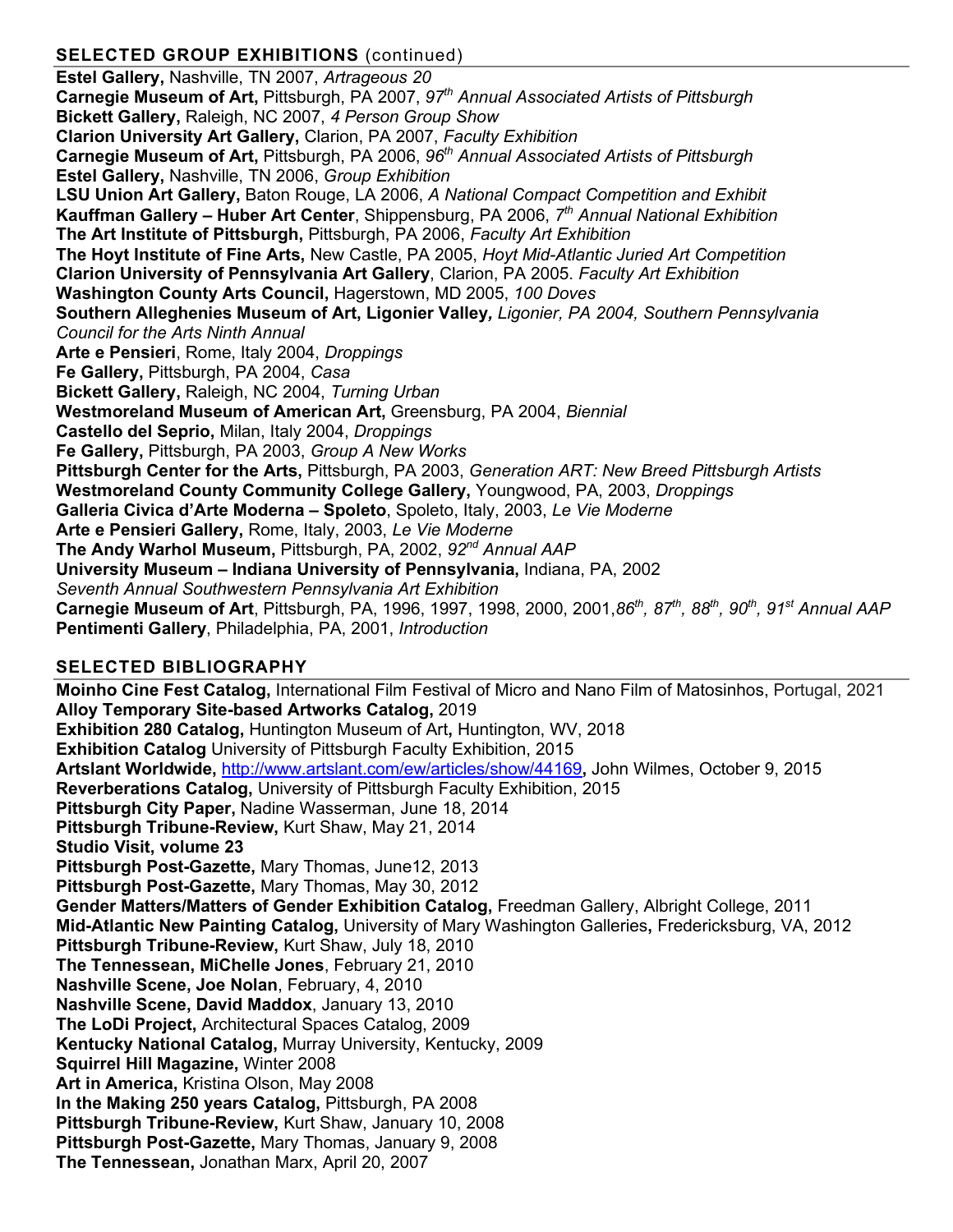## SELECTED GROUP EXHIBITIONS (continued)

**Estel Gallery,** Nashville, TN 2007, *Artrageous 20*
**Carnegie Museum of Art,** Pittsburgh, PA 2007, *97th Annual Associated Artists of Pittsburgh*
**Bickett Gallery,** Raleigh, NC 2007, *4 Person Group Show*
**Clarion University Art Gallery,** Clarion, PA 2007, *Faculty Exhibition*
**Carnegie Museum of Art,** Pittsburgh, PA 2006, *96th Annual Associated Artists of Pittsburgh*
**Estel Gallery,** Nashville, TN 2006, *Group Exhibition*
**LSU Union Art Gallery,** Baton Rouge, LA 2006, *A National Compact Competition and Exhibit*
**Kauffman Gallery – Huber Art Center**, Shippensburg, PA 2006, *7th Annual National Exhibition*
**The Art Institute of Pittsburgh,** Pittsburgh, PA 2006, *Faculty Art Exhibition*
**The Hoyt Institute of Fine Arts,** New Castle, PA 2005, *Hoyt Mid-Atlantic Juried Art Competition*
**Clarion University of Pennsylvania Art Gallery**, Clarion, PA 2005. *Faculty Art Exhibition*
**Washington County Arts Council,** Hagerstown, MD 2005, *100 Doves*
**Southern Alleghenies Museum of Art, Ligonier Valley***, Ligonier, PA 2004, Southern Pennsylvania Council for the Arts Ninth Annual*
**Arte e Pensieri**, Rome, Italy 2004, *Droppings*
**Fe Gallery,** Pittsburgh, PA 2004, *Casa*
**Bickett Gallery,** Raleigh, NC 2004, *Turning Urban*
**Westmoreland Museum of American Art,** Greensburg, PA 2004, *Biennial*
**Castello del Seprio,** Milan, Italy 2004, *Droppings*
**Fe Gallery,** Pittsburgh, PA 2003, *Group A New Works*
**Pittsburgh Center for the Arts,** Pittsburgh, PA 2003, *Generation ART: New Breed Pittsburgh Artists*
**Westmoreland County Community College Gallery,** Youngwood, PA, 2003, *Droppings*
**Galleria Civica d'Arte Moderna – Spoleto**, Spoleto, Italy, 2003, *Le Vie Moderne*
**Arte e Pensieri Gallery,** Rome, Italy, 2003, *Le Vie Moderne*
**The Andy Warhol Museum,** Pittsburgh, PA, 2002, *92nd Annual AAP*
**University Museum – Indiana University of Pennsylvania,** Indiana, PA, 2002
*Seventh Annual Southwestern Pennsylvania Art Exhibition*
**Carnegie Museum of Art**, Pittsburgh, PA, 1996, 1997, 1998, 2000, 2001,*86th, 87th, 88th, 90th, 91st Annual AAP*
**Pentimenti Gallery**, Philadelphia, PA, 2001, *Introduction*

## SELECTED BIBLIOGRAPHY

**Moinho Cine Fest Catalog,** International Film Festival of Micro and Nano Film of Matosinhos, Portugal, 2021
**Alloy Temporary Site-based Artworks Catalog,** 2019
**Exhibition 280 Catalog,** Huntington Museum of Art**,** Huntington, WV, 2018
**Exhibition Catalog** University of Pittsburgh Faculty Exhibition, 2015
**Artslant Worldwide,** http://www.artslant.com/ew/articles/show/44169**,** John Wilmes, October 9, 2015
**Reverberations Catalog,** University of Pittsburgh Faculty Exhibition, 2015
**Pittsburgh City Paper,** Nadine Wasserman, June 18, 2014
**Pittsburgh Tribune-Review,** Kurt Shaw, May 21, 2014
**Studio Visit, volume 23**
**Pittsburgh Post-Gazette,** Mary Thomas, June12, 2013
**Pittsburgh Post-Gazette,** Mary Thomas, May 30, 2012
**Gender Matters/Matters of Gender Exhibition Catalog,** Freedman Gallery, Albright College, 2011
**Mid-Atlantic New Painting Catalog,** University of Mary Washington Galleries**,** Fredericksburg, VA, 2012
**Pittsburgh Tribune-Review,** Kurt Shaw, July 18, 2010
**The Tennessean, MiChelle Jones**, February 21, 2010
**Nashville Scene, Joe Nolan**, February, 4, 2010
**Nashville Scene, David Maddox**, January 13, 2010
**The LoDi Project,** Architectural Spaces Catalog, 2009
**Kentucky National Catalog,** Murray University, Kentucky, 2009
**Squirrel Hill Magazine,** Winter 2008
**Art in America,** Kristina Olson, May 2008
**In the Making 250 years Catalog,** Pittsburgh, PA 2008
**Pittsburgh Tribune-Review,** Kurt Shaw, January 10, 2008
**Pittsburgh Post-Gazette,** Mary Thomas, January 9, 2008
**The Tennessean,** Jonathan Marx, April 20, 2007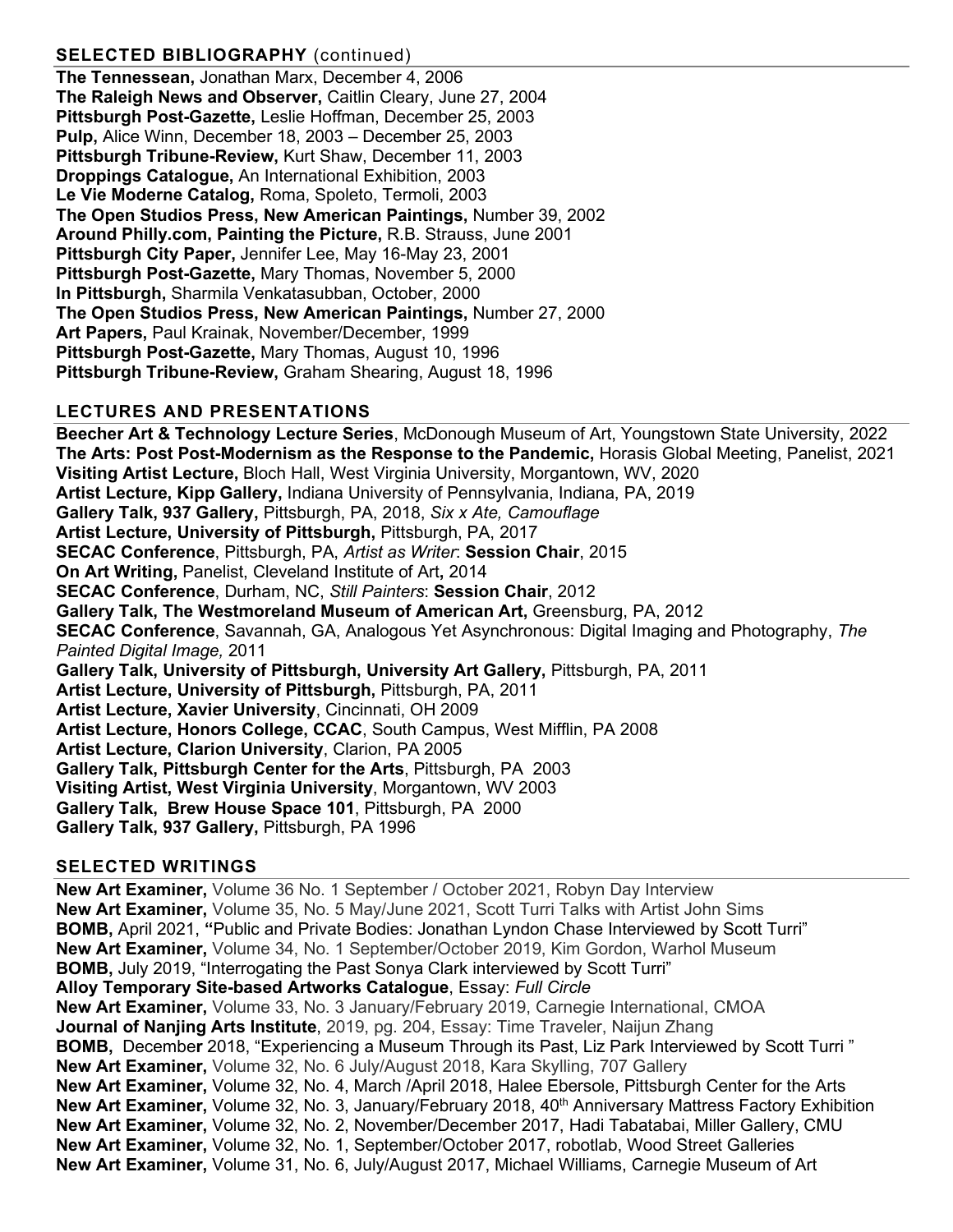## SELECTED BIBLIOGRAPHY (continued)

**The Tennessean,** Jonathan Marx, December 4, 2006
**The Raleigh News and Observer,** Caitlin Cleary, June 27, 2004
**Pittsburgh Post-Gazette,** Leslie Hoffman, December 25, 2003
**Pulp,** Alice Winn, December 18, 2003 – December 25, 2003
**Pittsburgh Tribune-Review,** Kurt Shaw, December 11, 2003
**Droppings Catalogue,** An International Exhibition, 2003
**Le Vie Moderne Catalog,** Roma, Spoleto, Termoli, 2003
**The Open Studios Press, New American Paintings,** Number 39, 2002
**Around Philly.com, Painting the Picture,** R.B. Strauss, June 2001
**Pittsburgh City Paper,** Jennifer Lee, May 16-May 23, 2001
**Pittsburgh Post-Gazette,** Mary Thomas, November 5, 2000
**In Pittsburgh,** Sharmila Venkatasubban, October, 2000
**The Open Studios Press, New American Paintings,** Number 27, 2000
**Art Papers,** Paul Krainak, November/December, 1999
**Pittsburgh Post-Gazette,** Mary Thomas, August 10, 1996
**Pittsburgh Tribune-Review,** Graham Shearing, August 18, 1996

## LECTURES AND PRESENTATIONS

**Beecher Art & Technology Lecture Series**, McDonough Museum of Art, Youngstown State University, 2022
**The Arts: Post Post-Modernism as the Response to the Pandemic,** Horasis Global Meeting, Panelist, 2021
**Visiting Artist Lecture,** Bloch Hall, West Virginia University, Morgantown, WV, 2020
**Artist Lecture, Kipp Gallery,** Indiana University of Pennsylvania, Indiana, PA, 2019
**Gallery Talk, 937 Gallery,** Pittsburgh, PA, 2018, *Six x Ate, Camouflage*
**Artist Lecture, University of Pittsburgh,** Pittsburgh, PA, 2017
**SECAC Conference**, Pittsburgh, PA, *Artist as Writer*: **Session Chair**, 2015
**On Art Writing,** Panelist, Cleveland Institute of Art**,** 2014
**SECAC Conference**, Durham, NC, *Still Painters*: **Session Chair**, 2012
**Gallery Talk, The Westmoreland Museum of American Art,** Greensburg, PA, 2012
**SECAC Conference**, Savannah, GA, Analogous Yet Asynchronous: Digital Imaging and Photography, *The Painted Digital Image,* 2011
**Gallery Talk, University of Pittsburgh, University Art Gallery,** Pittsburgh, PA, 2011
**Artist Lecture, University of Pittsburgh,** Pittsburgh, PA, 2011
**Artist Lecture, Xavier University**, Cincinnati, OH 2009
**Artist Lecture, Honors College, CCAC**, South Campus, West Mifflin, PA 2008
**Artist Lecture, Clarion University**, Clarion, PA 2005
**Gallery Talk, Pittsburgh Center for the Arts**, Pittsburgh, PA 2003
**Visiting Artist, West Virginia University**, Morgantown, WV 2003
**Gallery Talk, Brew House Space 101**, Pittsburgh, PA 2000
**Gallery Talk, 937 Gallery,** Pittsburgh, PA 1996

## SELECTED WRITINGS

**New Art Examiner,** Volume 36 No. 1 September / October 2021, Robyn Day Interview
**New Art Examiner,** Volume 35, No. 5 May/June 2021, Scott Turri Talks with Artist John Sims
**BOMB,** April 2021, **"**Public and Private Bodies: Jonathan Lyndon Chase Interviewed by Scott Turri"
**New Art Examiner,** Volume 34, No. 1 September/October 2019, Kim Gordon, Warhol Museum
**BOMB,** July 2019, "Interrogating the Past Sonya Clark interviewed by Scott Turri"
**Alloy Temporary Site-based Artworks Catalogue**, Essay: *Full Circle*
**New Art Examiner,** Volume 33, No. 3 January/February 2019, Carnegie International, CMOA
**Journal of Nanjing Arts Institute**, 2019, pg. 204, Essay: Time Traveler, Naijun Zhang
**BOMB,** December 2018, "Experiencing a Museum Through its Past, Liz Park Interviewed by Scott Turri "
**New Art Examiner,** Volume 32, No. 6 July/August 2018, Kara Skylling, 707 Gallery
**New Art Examiner,** Volume 32, No. 4, March /April 2018, Halee Ebersole, Pittsburgh Center for the Arts
**New Art Examiner,** Volume 32, No. 3, January/February 2018, 40th Anniversary Mattress Factory Exhibition
**New Art Examiner,** Volume 32, No. 2, November/December 2017, Hadi Tabatabai, Miller Gallery, CMU
**New Art Examiner,** Volume 32, No. 1, September/October 2017, robotlab, Wood Street Galleries
**New Art Examiner,** Volume 31, No. 6, July/August 2017, Michael Williams, Carnegie Museum of Art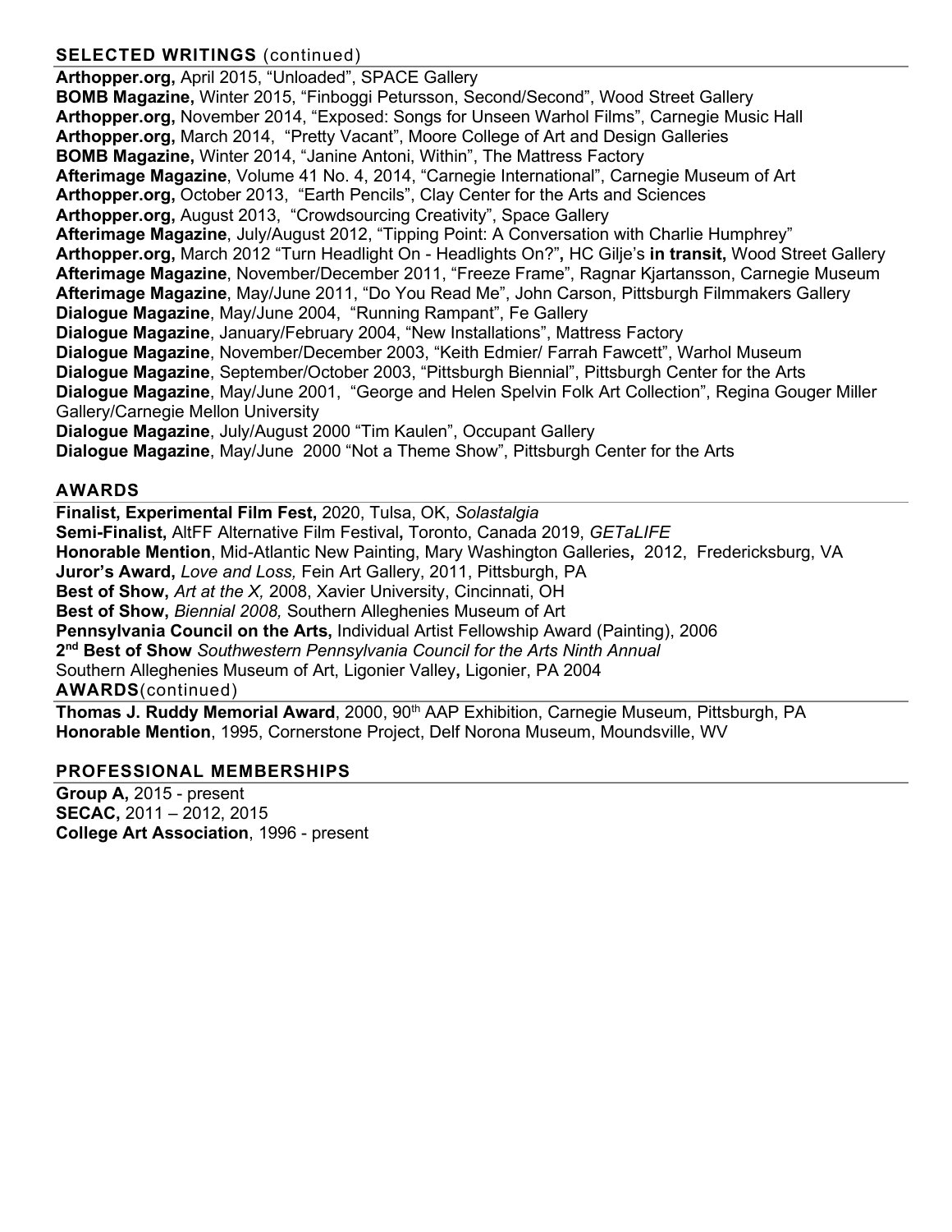## SELECTED WRITINGS (continued)

**Arthopper.org,** April 2015, "Unloaded", SPACE Gallery
**BOMB Magazine,** Winter 2015, "Finboggi Petursson, Second/Second", Wood Street Gallery
**Arthopper.org,** November 2014, "Exposed: Songs for Unseen Warhol Films", Carnegie Music Hall
**Arthopper.org,** March 2014, "Pretty Vacant", Moore College of Art and Design Galleries
**BOMB Magazine,** Winter 2014, "Janine Antoni, Within", The Mattress Factory
**Afterimage Magazine**, Volume 41 No. 4, 2014, "Carnegie International", Carnegie Museum of Art
**Arthopper.org,** October 2013, "Earth Pencils", Clay Center for the Arts and Sciences
**Arthopper.org,** August 2013, "Crowdsourcing Creativity", Space Gallery
**Afterimage Magazine**, July/August 2012, "Tipping Point: A Conversation with Charlie Humphrey"
**Arthopper.org,** March 2012 "Turn Headlight On - Headlights On?"**,** HC Gilje's **in transit,** Wood Street Gallery
**Afterimage Magazine**, November/December 2011, "Freeze Frame", Ragnar Kjartansson, Carnegie Museum
**Afterimage Magazine**, May/June 2011, "Do You Read Me", John Carson, Pittsburgh Filmmakers Gallery
**Dialogue Magazine**, May/June 2004, "Running Rampant", Fe Gallery
**Dialogue Magazine**, January/February 2004, "New Installations", Mattress Factory
**Dialogue Magazine**, November/December 2003, "Keith Edmier/ Farrah Fawcett", Warhol Museum
**Dialogue Magazine**, September/October 2003, "Pittsburgh Biennial", Pittsburgh Center for the Arts
**Dialogue Magazine**, May/June 2001, "George and Helen Spelvin Folk Art Collection", Regina Gouger Miller Gallery/Carnegie Mellon University
**Dialogue Magazine**, July/August 2000 "Tim Kaulen", Occupant Gallery
**Dialogue Magazine**, May/June 2000 "Not a Theme Show", Pittsburgh Center for the Arts

## AWARDS

**Finalist, Experimental Film Fest,** 2020, Tulsa, OK, *Solastalgia*
**Semi-Finalist,** AltFF Alternative Film Festival**,** Toronto, Canada 2019, *GETaLIFE*
**Honorable Mention**, Mid-Atlantic New Painting, Mary Washington Galleries**,** 2012, Fredericksburg, VA
**Juror's Award,** *Love and Loss,* Fein Art Gallery, 2011, Pittsburgh, PA
**Best of Show,** *Art at the X,* 2008, Xavier University, Cincinnati, OH
**Best of Show,** *Biennial 2008,* Southern Alleghenies Museum of Art
**Pennsylvania Council on the Arts,** Individual Artist Fellowship Award (Painting), 2006
**2nd Best of Show** *Southwestern Pennsylvania Council for the Arts Ninth Annual*
Southern Alleghenies Museum of Art, Ligonier Valley**,** Ligonier, PA 2004

## AWARDS(continued)

**Thomas J. Ruddy Memorial Award**, 2000, 90th AAP Exhibition, Carnegie Museum, Pittsburgh, PA
**Honorable Mention**, 1995, Cornerstone Project, Delf Norona Museum, Moundsville, WV

## PROFESSIONAL MEMBERSHIPS

**Group A,** 2015 - present
**SECAC,** 2011 – 2012, 2015
**College Art Association**, 1996 - present